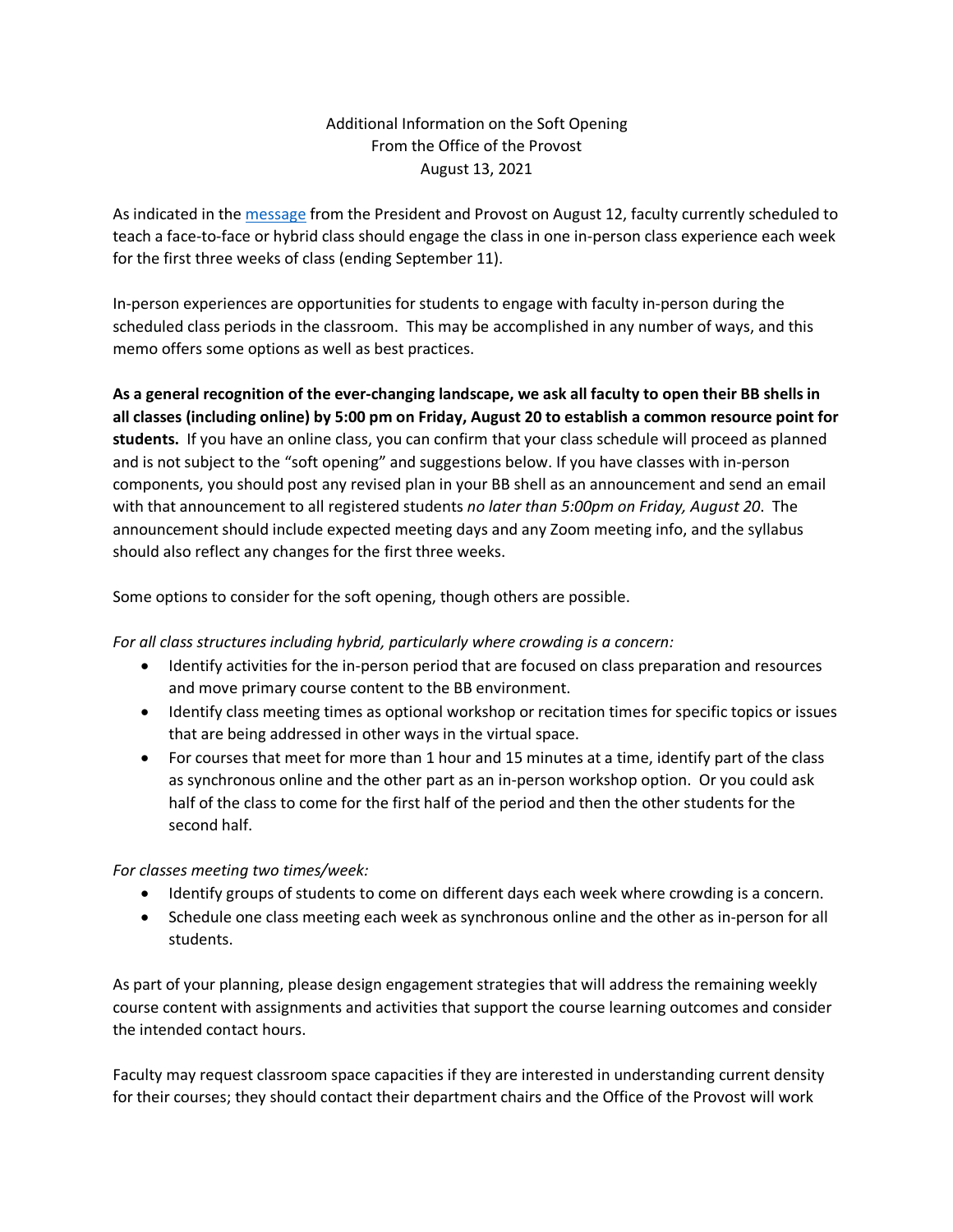# Additional Information on the Soft Opening
## From the Office of the Provost
### August 13, 2021

As indicated in the message from the President and Provost on August 12, faculty currently scheduled to teach a face-to-face or hybrid class should engage the class in one in-person class experience each week for the first three weeks of class (ending September 11).

In-person experiences are opportunities for students to engage with faculty in-person during the scheduled class periods in the classroom. This may be accomplished in any number of ways, and this memo offers some options as well as best practices.

**As a general recognition of the ever-changing landscape, we ask all faculty to open their BB shells in all classes (including online) by 5:00 pm on Friday, August 20 to establish a common resource point for students.** If you have an online class, you can confirm that your class schedule will proceed as planned and is not subject to the "soft opening" and suggestions below. If you have classes with in-person components, you should post any revised plan in your BB shell as an announcement and send an email with that announcement to all registered students *no later than 5:00pm on Friday, August 20*. The announcement should include expected meeting days and any Zoom meeting info, and the syllabus should also reflect any changes for the first three weeks.

Some options to consider for the soft opening, though others are possible.

*For all class structures including hybrid, particularly where crowding is a concern:*

- Identify activities for the in-person period that are focused on class preparation and resources and move primary course content to the BB environment.
- Identify class meeting times as optional workshop or recitation times for specific topics or issues that are being addressed in other ways in the virtual space.
- For courses that meet for more than 1 hour and 15 minutes at a time, identify part of the class as synchronous online and the other part as an in-person workshop option. Or you could ask half of the class to come for the first half of the period and then the other students for the second half.

*For classes meeting two times/week:*

- Identify groups of students to come on different days each week where crowding is a concern.
- Schedule one class meeting each week as synchronous online and the other as in-person for all students.

As part of your planning, please design engagement strategies that will address the remaining weekly course content with assignments and activities that support the course learning outcomes and consider the intended contact hours.

Faculty may request classroom space capacities if they are interested in understanding current density for their courses; they should contact their department chairs and the Office of the Provost will work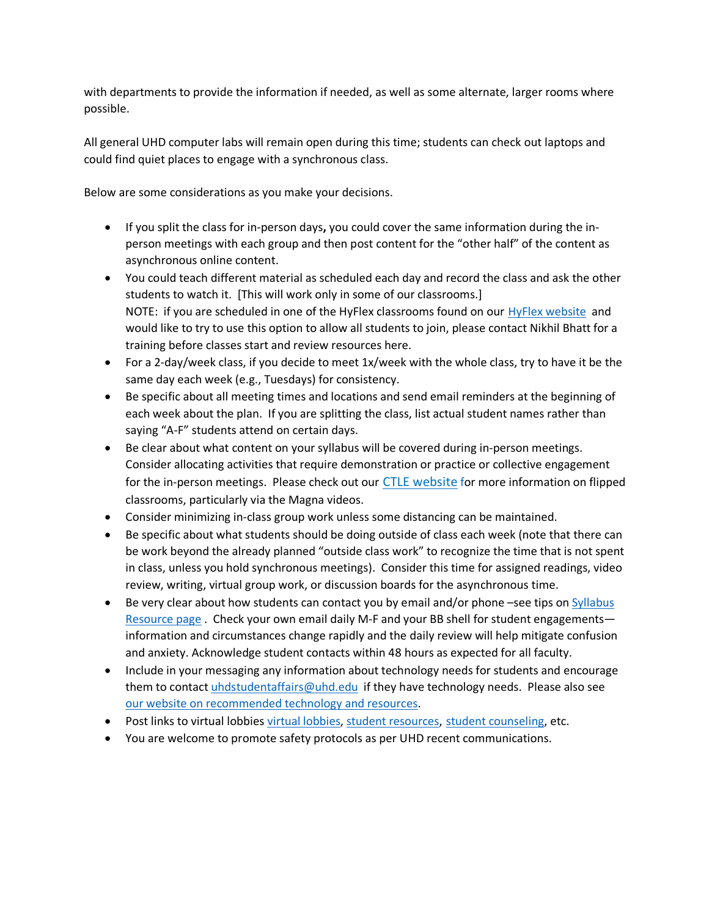with departments to provide the information if needed, as well as some alternate, larger rooms where possible.

All general UHD computer labs will remain open during this time; students can check out laptops and could find quiet places to engage with a synchronous class.

Below are some considerations as you make your decisions.

- If you split the class for in-person days**,** you could cover the same information during the in-person meetings with each group and then post content for the "other half" of the content as asynchronous online content.
- You could teach different material as scheduled each day and record the class and ask the other students to watch it. [This will work only in some of our classrooms.]
  NOTE: if you are scheduled in one of the HyFlex classrooms found on our HyFlex website and would like to try to use this option to allow all students to join, please contact Nikhil Bhatt for a training before classes start and review resources here.
- For a 2-day/week class, if you decide to meet 1x/week with the whole class, try to have it be the same day each week (e.g., Tuesdays) for consistency.
- Be specific about all meeting times and locations and send email reminders at the beginning of each week about the plan. If you are splitting the class, list actual student names rather than saying "A-F" students attend on certain days.
- Be clear about what content on your syllabus will be covered during in-person meetings. Consider allocating activities that require demonstration or practice or collective engagement for the in-person meetings. Please check out our CTLE website for more information on flipped classrooms, particularly via the Magna videos.
- Consider minimizing in-class group work unless some distancing can be maintained.
- Be specific about what students should be doing outside of class each week (note that there can be work beyond the already planned "outside class work" to recognize the time that is not spent in class, unless you hold synchronous meetings). Consider this time for assigned readings, video review, writing, virtual group work, or discussion boards for the asynchronous time.
- Be very clear about how students can contact you by email and/or phone –see tips on Syllabus Resource page . Check your own email daily M-F and your BB shell for student engagements—information and circumstances change rapidly and the daily review will help mitigate confusion and anxiety. Acknowledge student contacts within 48 hours as expected for all faculty.
- Include in your messaging any information about technology needs for students and encourage them to contact uhdstudentaffairs@uhd.edu if they have technology needs. Please also see our website on recommended technology and resources.
- Post links to virtual lobbies virtual lobbies, student resources, student counseling, etc.
- You are welcome to promote safety protocols as per UHD recent communications.